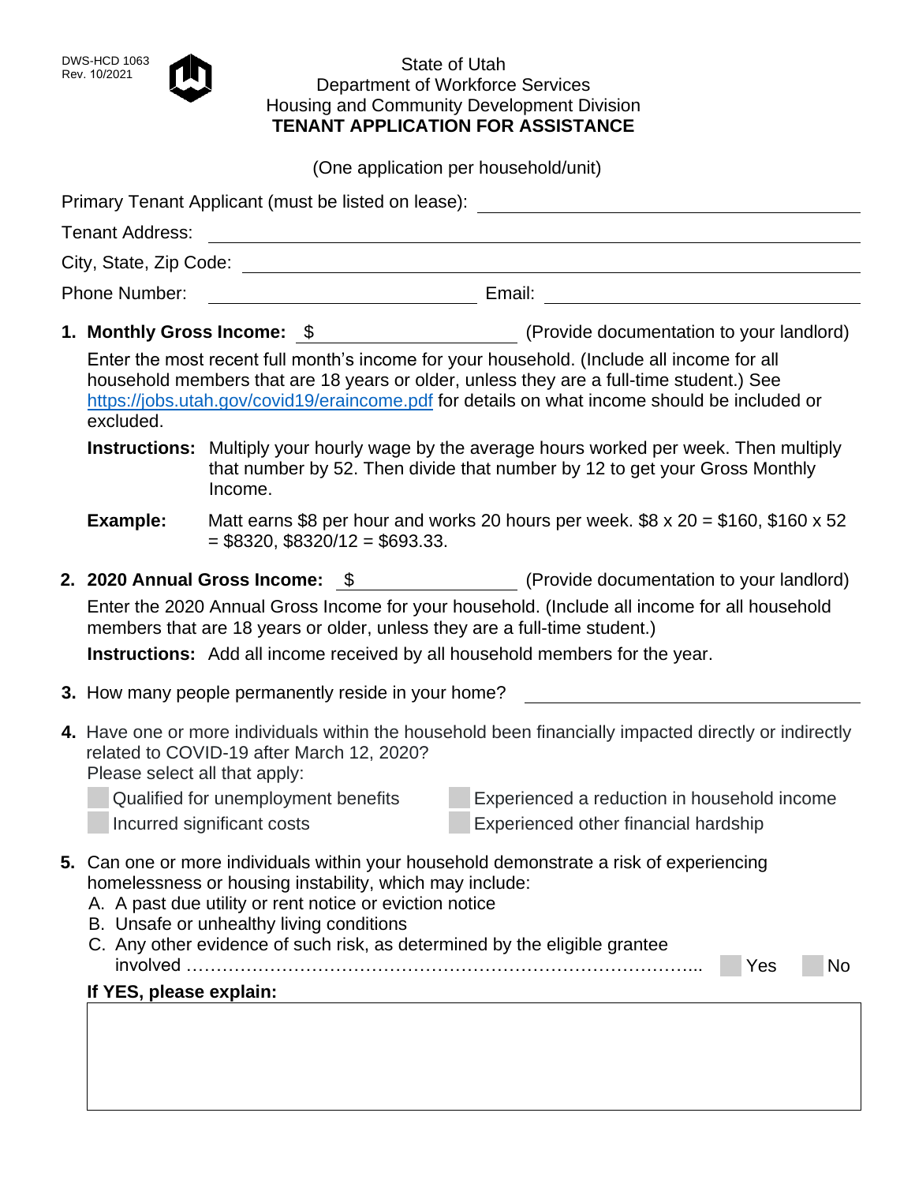DWS-HCD 1063
Rev. 10/2021

State of Utah
Department of Workforce Services
Housing and Community Development Division

**TENANT APPLICATION FOR ASSISTANCE**

(One application per household/unit)

Primary Tenant Applicant (must be listed on lease): ______________________

Tenant Address: ______________________

City, State, Zip Code: ______________________

Phone Number: ______________________ Email: ______________________

1. **Monthly Gross Income:** $ ______________________ (Provide documentation to your landlord)

   Enter the most recent full month's income for your household. (Include all income for all household members that are 18 years or older, unless they are a full-time student.) See https://jobs.utah.gov/covid19/eraincome.pdf for details on what income should be included or excluded.

   **Instructions:** Multiply your hourly wage by the average hours worked per week. Then multiply that number by 52. Then divide that number by 12 to get your Gross Monthly Income.

   **Example:** Matt earns $8 per hour and works 20 hours per week. $8 x 20 = $160, $160 x 52 = $8320, $8320/12 = $693.33.

2. **2020 Annual Gross Income:** $ ______________________ (Provide documentation to your landlord)

   Enter the 2020 Annual Gross Income for your household. (Include all income for all household members that are 18 years or older, unless they are a full-time student.)

   **Instructions:** Add all income received by all household members for the year.

3. How many people permanently reside in your home? ______________________

4. Have one or more individuals within the household been financially impacted directly or indirectly related to COVID-19 after March 12, 2020?
   Please select all that apply:

   - ☐ Qualified for unemployment benefits
   - ☐ Experienced a reduction in household income
   - ☐ Incurred significant costs
   - ☐ Experienced other financial hardship

5. Can one or more individuals within your household demonstrate a risk of experiencing homelessness or housing instability, which may include:
   A. A past due utility or rent notice or eviction notice
   B. Unsafe or unhealthy living conditions
   C. Any other evidence of such risk, as determined by the eligible grantee involved ………………………………………………………………………….. ☐ Yes ☐ No

   **If YES, please explain:**

   ______________________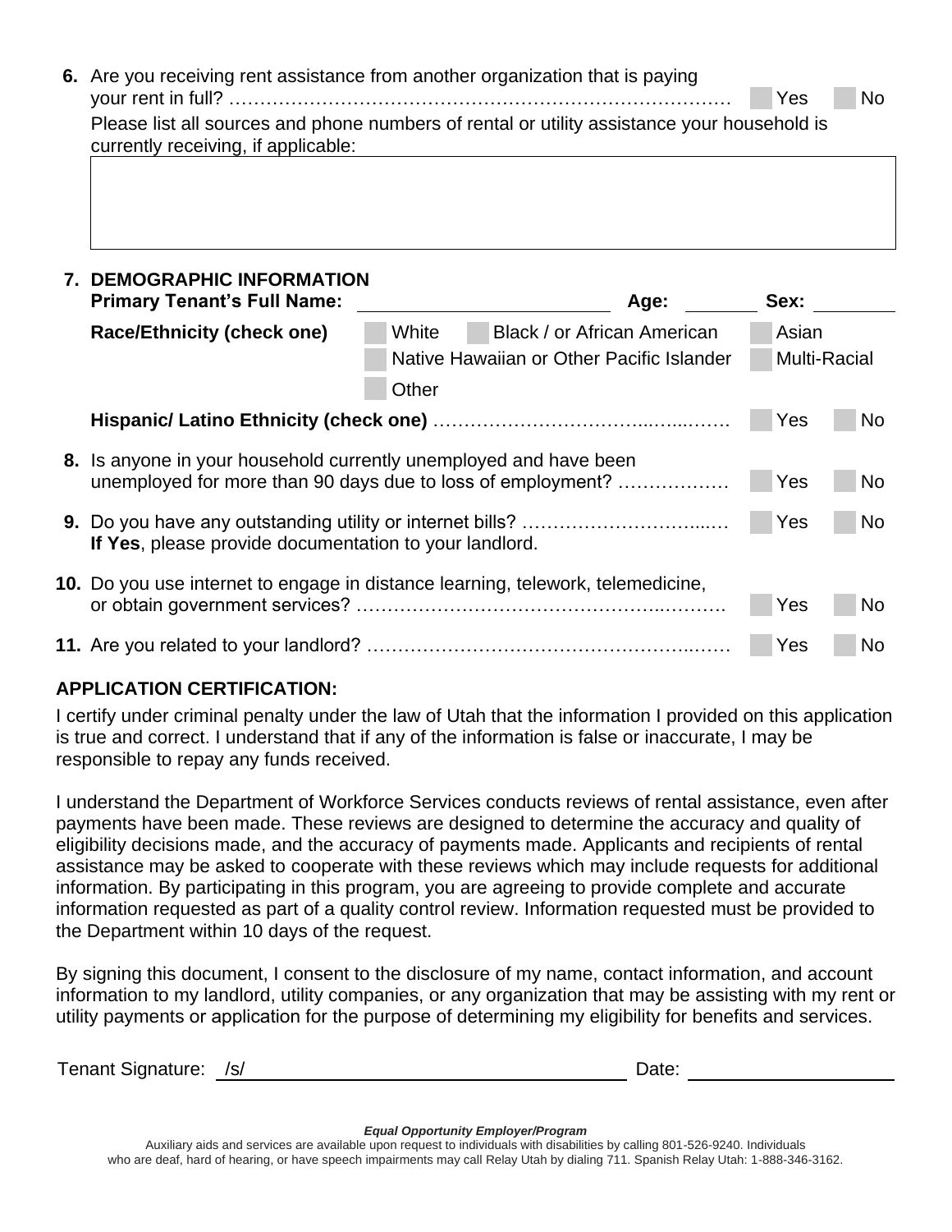6. Are you receiving rent assistance from another organization that is paying your rent in full? ………………………………………………………………………… ☐ Yes ☐ No

   Please list all sources and phone numbers of rental or utility assistance your household is currently receiving, if applicable:

| |
|---|
| |

7. **DEMOGRAPHIC INFORMATION**

   **Primary Tenant's Full Name:** ________________________ **Age:** ________ **Sex:** ________

   **Race/Ethnicity (check one)** ☐ White ☐ Black / or African American ☐ Asian ☐ Native Hawaiian or Other Pacific Islander ☐ Multi-Racial ☐ Other

   **Hispanic/ Latino Ethnicity (check one)** ……………………………………………… ☐ Yes ☐ No

8. Is anyone in your household currently unemployed and have been unemployed for more than 90 days due to loss of employment? ……………… ☐ Yes ☐ No

9. Do you have any outstanding utility or internet bills? ………………………………… ☐ Yes ☐ No

   **If Yes**, please provide documentation to your landlord.

10. Do you use internet to engage in distance learning, telework, telemedicine, or obtain government services? ……………………………………………………… ☐ Yes ☐ No

11. Are you related to your landlord? …………………………………………………… ☐ Yes ☐ No

## APPLICATION CERTIFICATION:

I certify under criminal penalty under the law of Utah that the information I provided on this application is true and correct. I understand that if any of the information is false or inaccurate, I may be responsible to repay any funds received.

I understand the Department of Workforce Services conducts reviews of rental assistance, even after payments have been made. These reviews are designed to determine the accuracy and quality of eligibility decisions made, and the accuracy of payments made. Applicants and recipients of rental assistance may be asked to cooperate with these reviews which may include requests for additional information. By participating in this program, you are agreeing to provide complete and accurate information requested as part of a quality control review. Information requested must be provided to the Department within 10 days of the request.

By signing this document, I consent to the disclosure of my name, contact information, and account information to my landlord, utility companies, or any organization that may be assisting with my rent or utility payments or application for the purpose of determining my eligibility for benefits and services.

Tenant Signature: /s/ ________________________________ Date: ____________________

***Equal Opportunity Employer/Program***

Auxiliary aids and services are available upon request to individuals with disabilities by calling 801-526-9240. Individuals who are deaf, hard of hearing, or have speech impairments may call Relay Utah by dialing 711. Spanish Relay Utah: 1-888-346-3162.